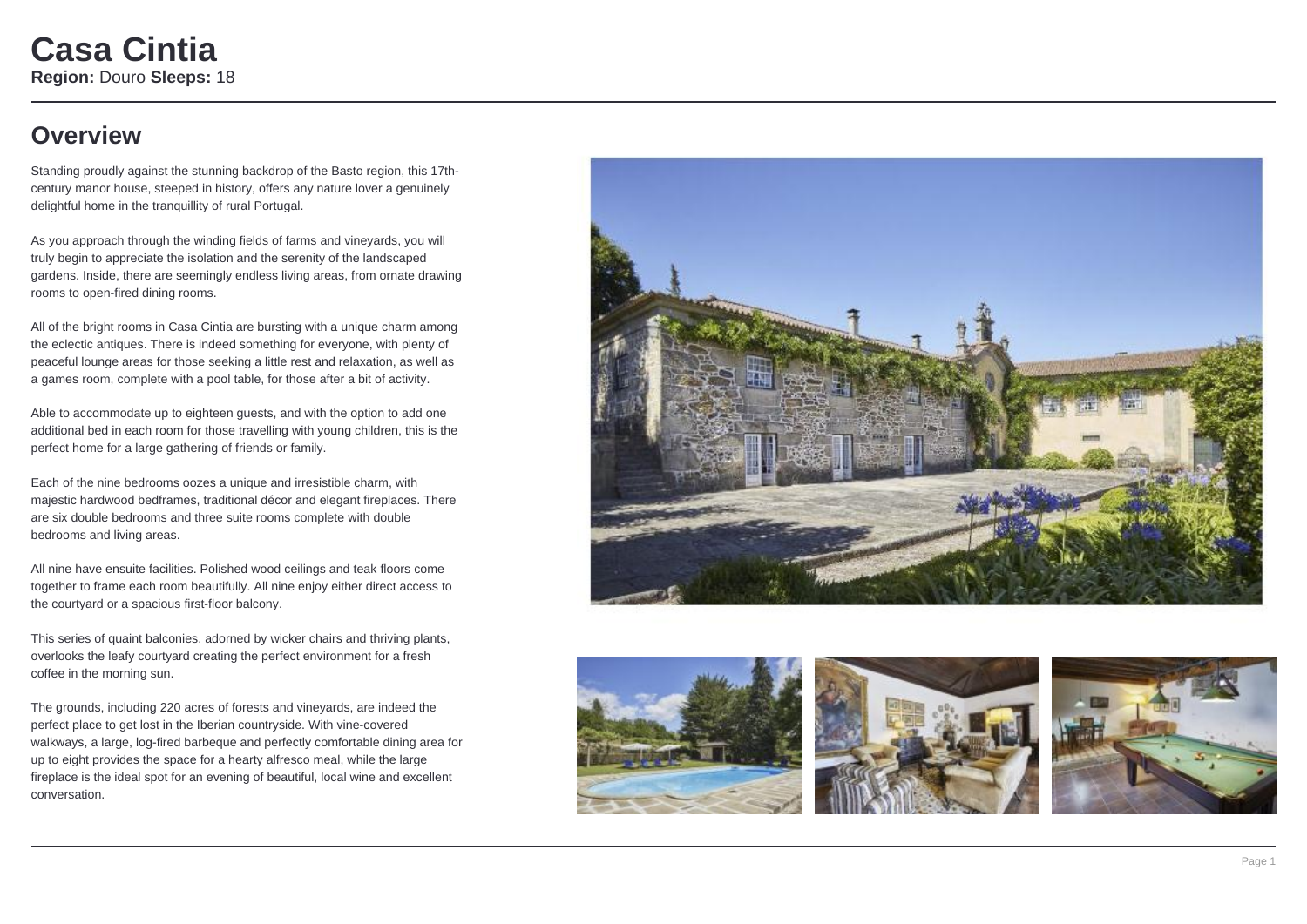# Casa Cintia

**Region:** Douro **Sleeps:** 18

## Overview

Standing proudly against the stunning backdrop of the Basto region, this 17th-century manor house, steeped in history, offers any nature lover a genuinely delightful home in the tranquillity of rural Portugal.

As you approach through the winding fields of farms and vineyards, you will truly begin to appreciate the isolation and the serenity of the landscaped gardens. Inside, there are seemingly endless living areas, from ornate drawing rooms to open-fired dining rooms.

All of the bright rooms in Casa Cintia are bursting with a unique charm among the eclectic antiques. There is indeed something for everyone, with plenty of peaceful lounge areas for those seeking a little rest and relaxation, as well as a games room, complete with a pool table, for those after a bit of activity.

Able to accommodate up to eighteen guests, and with the option to add one additional bed in each room for those travelling with young children, this is the perfect home for a large gathering of friends or family.

Each of the nine bedrooms oozes a unique and irresistible charm, with majestic hardwood bedframes, traditional décor and elegant fireplaces. There are six double bedrooms and three suite rooms complete with double bedrooms and living areas.

All nine have ensuite facilities. Polished wood ceilings and teak floors come together to frame each room beautifully. All nine enjoy either direct access to the courtyard or a spacious first-floor balcony.

This series of quaint balconies, adorned by wicker chairs and thriving plants, overlooks the leafy courtyard creating the perfect environment for a fresh coffee in the morning sun.

The grounds, including 220 acres of forests and vineyards, are indeed the perfect place to get lost in the Iberian countryside. With vine-covered walkways, a large, log-fired barbeque and perfectly comfortable dining area for up to eight provides the space for a hearty alfresco meal, while the large fireplace is the ideal spot for an evening of beautiful, local wine and excellent conversation.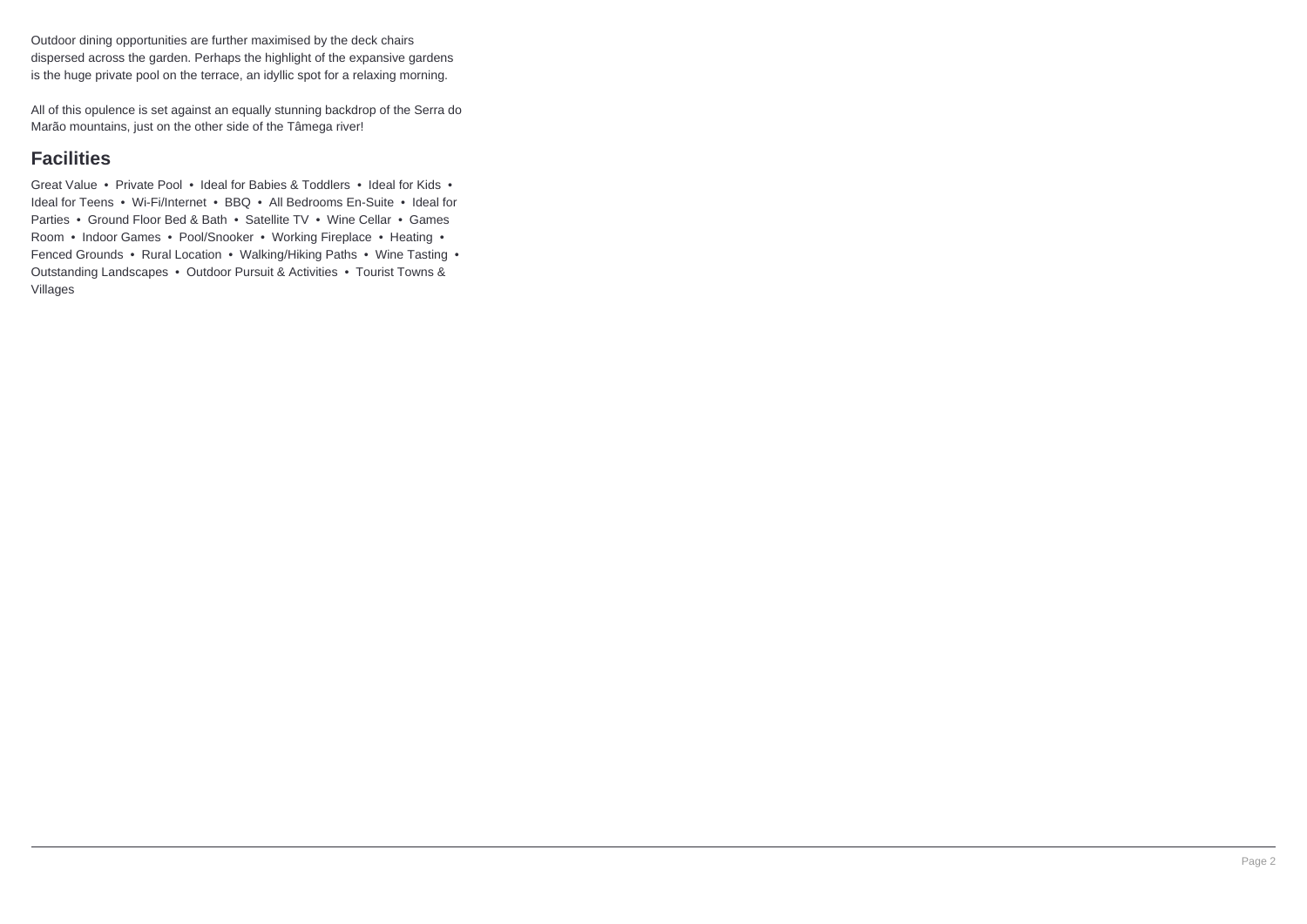Outdoor dining opportunities are further maximised by the deck chairs dispersed across the garden. Perhaps the highlight of the expansive gardens is the huge private pool on the terrace, an idyllic spot for a relaxing morning.

All of this opulence is set against an equally stunning backdrop of the Serra do Marão mountains, just on the other side of the Tâmega river!

## Facilities

Great Value • Private Pool • Ideal for Babies & Toddlers • Ideal for Kids • Ideal for Teens • Wi-Fi/Internet • BBQ • All Bedrooms En-Suite • Ideal for Parties • Ground Floor Bed & Bath • Satellite TV • Wine Cellar • Games Room • Indoor Games • Pool/Snooker • Working Fireplace • Heating • Fenced Grounds • Rural Location • Walking/Hiking Paths • Wine Tasting • Outstanding Landscapes • Outdoor Pursuit & Activities • Tourist Towns & Villages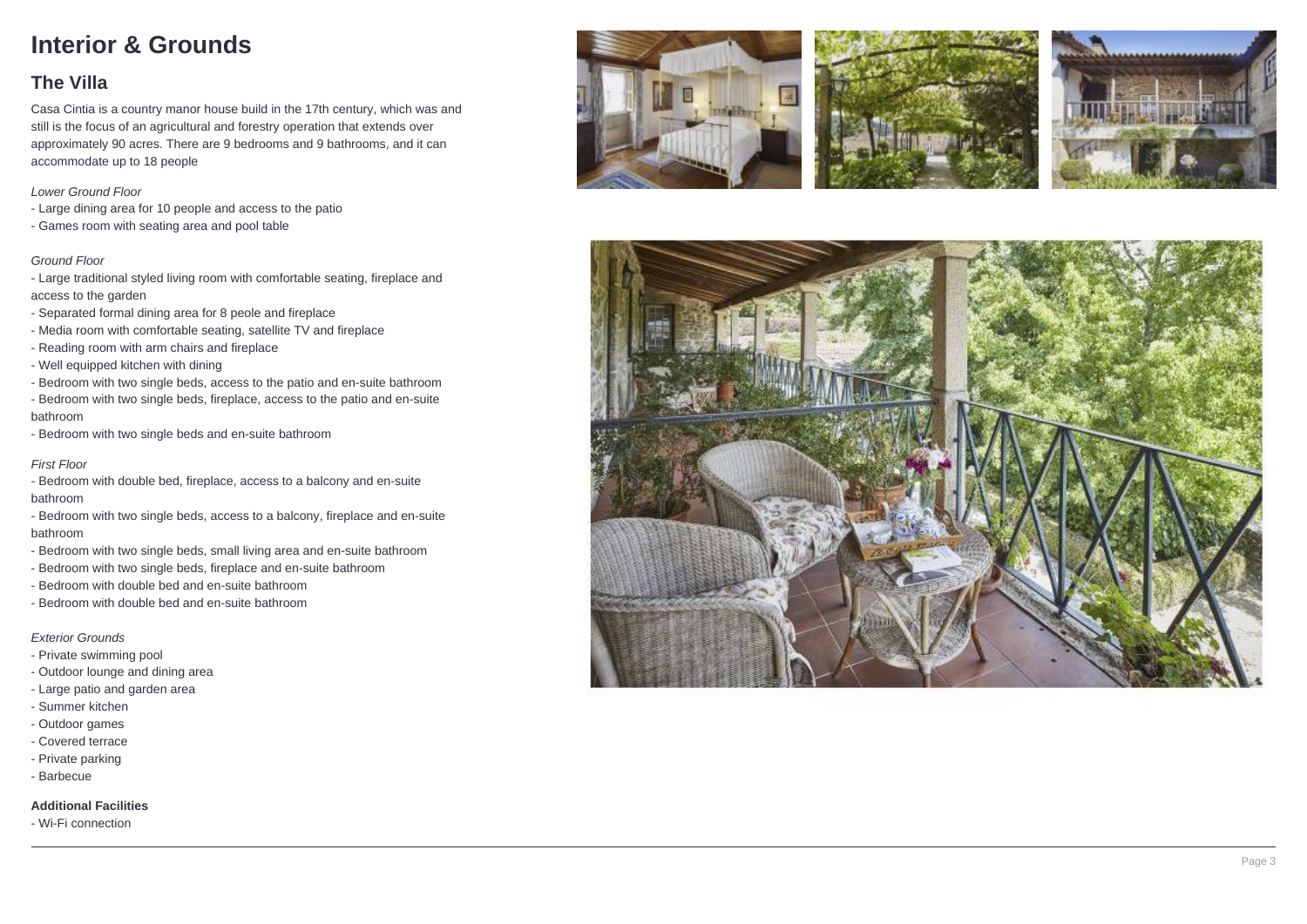# Interior & Grounds

## The Villa

Casa Cintia is a country manor house build in the 17th century, which was and still is the focus of an agricultural and forestry operation that extends over approximately 90 acres. There are 9 bedrooms and 9 bathrooms, and it can accommodate up to 18 people

*Lower Ground Floor*

- Large dining area for 10 people and access to the patio
- Games room with seating area and pool table

*Ground Floor*

- Large traditional styled living room with comfortable seating, fireplace and access to the garden
- Separated formal dining area for 8 peole and fireplace
- Media room with comfortable seating, satellite TV and fireplace
- Reading room with arm chairs and fireplace
- Well equipped kitchen with dining
- Bedroom with two single beds, access to the patio and en-suite bathroom
- Bedroom with two single beds, fireplace, access to the patio and en-suite bathroom
- Bedroom with two single beds and en-suite bathroom

*First Floor*

- Bedroom with double bed, fireplace, access to a balcony and en-suite bathroom
- Bedroom with two single beds, access to a balcony, fireplace and en-suite bathroom
- Bedroom with two single beds, small living area and en-suite bathroom
- Bedroom with two single beds, fireplace and en-suite bathroom
- Bedroom with double bed and en-suite bathroom
- Bedroom with double bed and en-suite bathroom

*Exterior Grounds*

- Private swimming pool
- Outdoor lounge and dining area
- Large patio and garden area
- Summer kitchen
- Outdoor games
- Covered terrace
- Private parking
- Barbecue

**Additional Facilities**

- Wi-Fi connection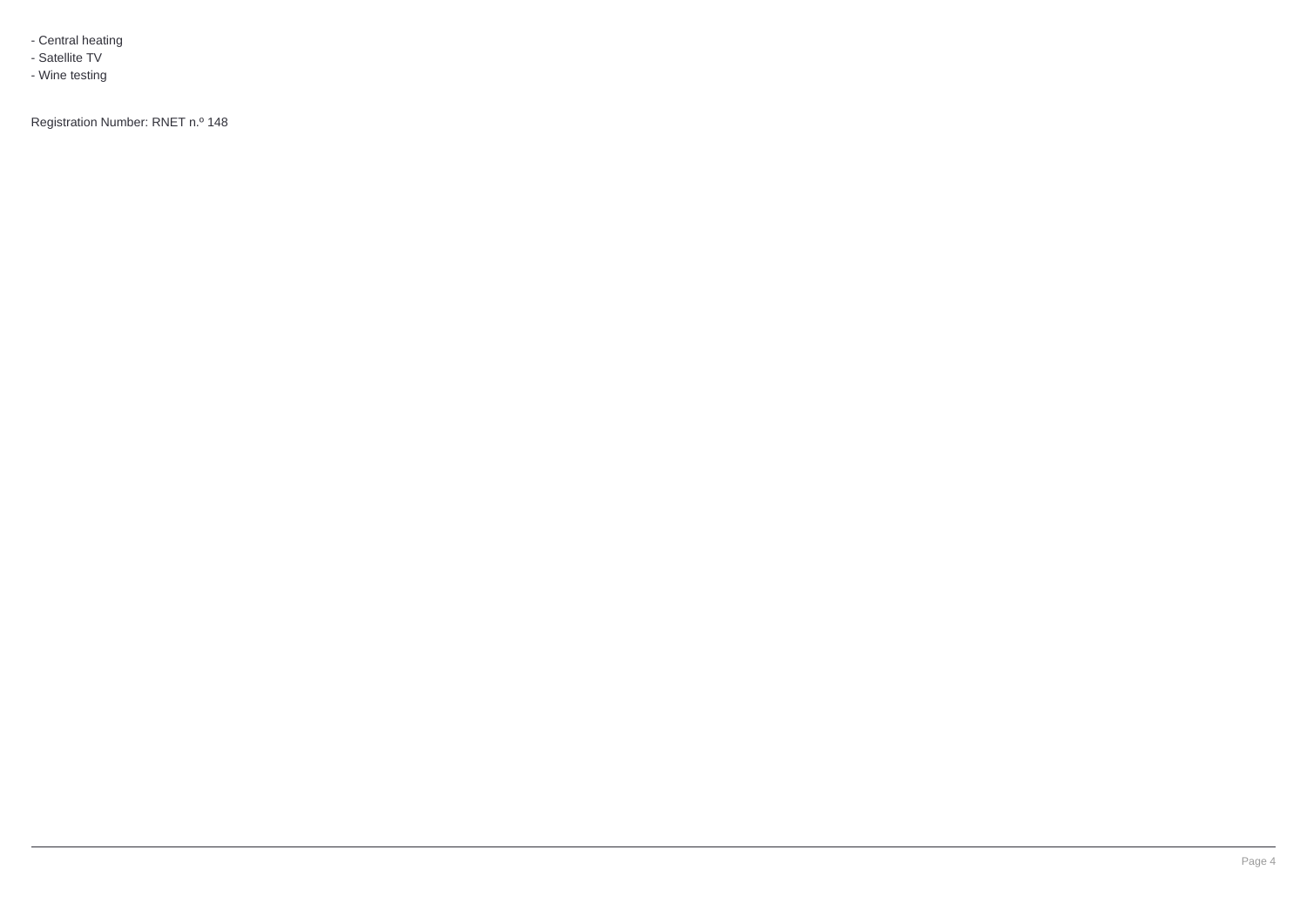- Central heating
- Satellite TV
- Wine testing

Registration Number: RNET n.º 148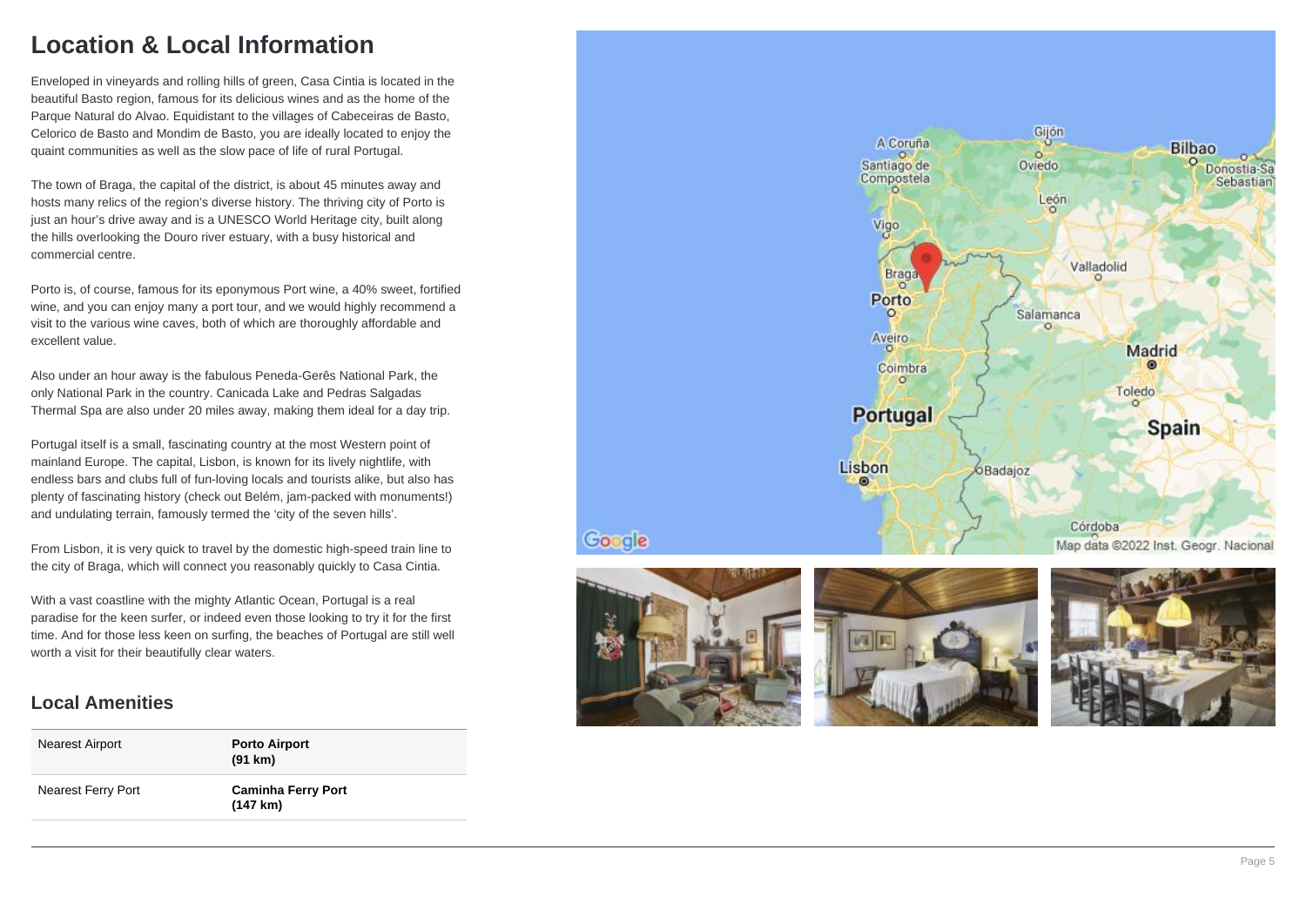# Location & Local Information

Enveloped in vineyards and rolling hills of green, Casa Cintia is located in the beautiful Basto region, famous for its delicious wines and as the home of the Parque Natural do Alvao. Equidistant to the villages of Cabeceiras de Basto, Celorico de Basto and Mondim de Basto, you are ideally located to enjoy the quaint communities as well as the slow pace of life of rural Portugal.

The town of Braga, the capital of the district, is about 45 minutes away and hosts many relics of the region's diverse history. The thriving city of Porto is just an hour's drive away and is a UNESCO World Heritage city, built along the hills overlooking the Douro river estuary, with a busy historical and commercial centre.

Porto is, of course, famous for its eponymous Port wine, a 40% sweet, fortified wine, and you can enjoy many a port tour, and we would highly recommend a visit to the various wine caves, both of which are thoroughly affordable and excellent value.

Also under an hour away is the fabulous Peneda-Gerês National Park, the only National Park in the country. Canicada Lake and Pedras Salgadas Thermal Spa are also under 20 miles away, making them ideal for a day trip.

Portugal itself is a small, fascinating country at the most Western point of mainland Europe. The capital, Lisbon, is known for its lively nightlife, with endless bars and clubs full of fun-loving locals and tourists alike, but also has plenty of fascinating history (check out Belém, jam-packed with monuments!) and undulating terrain, famously termed the 'city of the seven hills'.

From Lisbon, it is very quick to travel by the domestic high-speed train line to the city of Braga, which will connect you reasonably quickly to Casa Cintia.

With a vast coastline with the mighty Atlantic Ocean, Portugal is a real paradise for the keen surfer, or indeed even those looking to try it for the first time. And for those less keen on surfing, the beaches of Portugal are still well worth a visit for their beautifully clear waters.

## Local Amenities

| | |
|---|---|
| Nearest Airport | **Porto Airport (91 km)** |
| Nearest Ferry Port | **Caminha Ferry Port (147 km)** |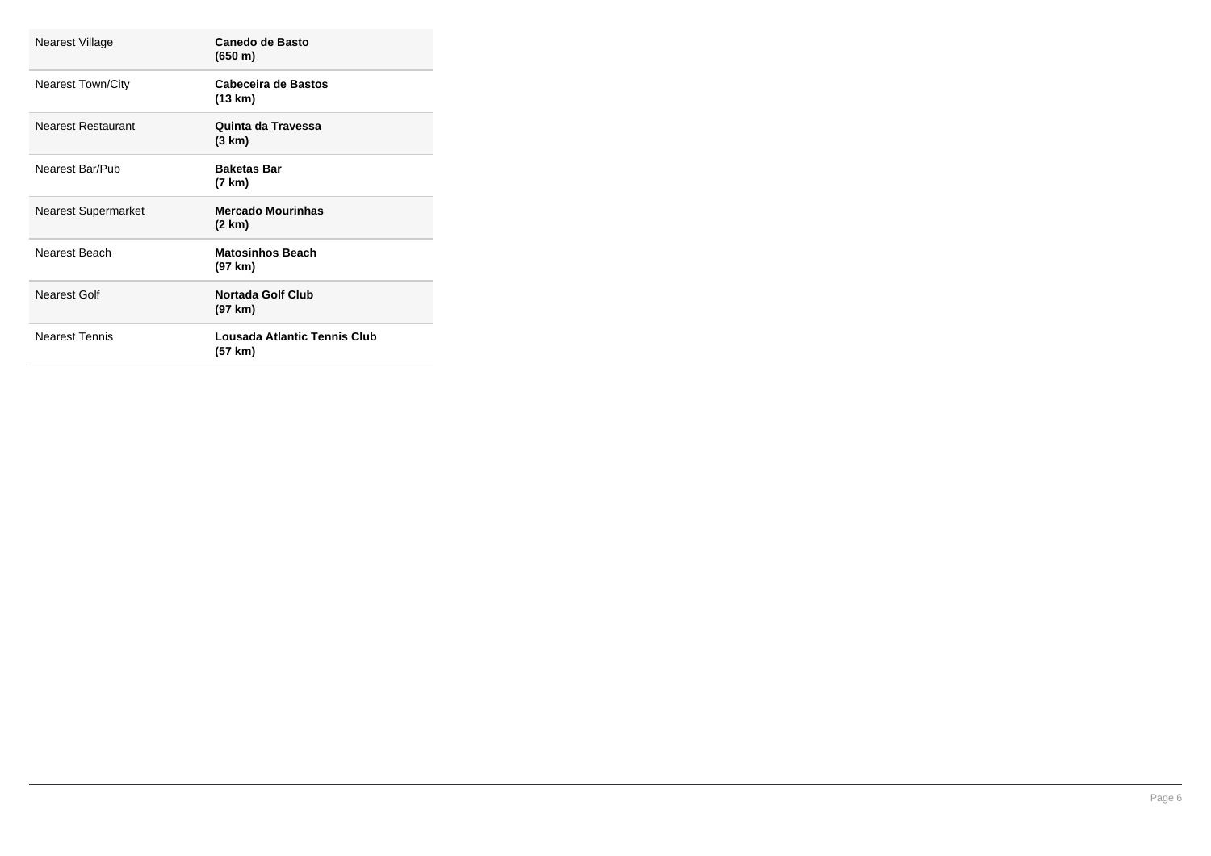| | |
|---|---|
| Nearest Village | **Canedo de Basto (650 m)** |
| Nearest Town/City | **Cabeceira de Bastos (13 km)** |
| Nearest Restaurant | **Quinta da Travessa (3 km)** |
| Nearest Bar/Pub | **Baketas Bar (7 km)** |
| Nearest Supermarket | **Mercado Mourinhas (2 km)** |
| Nearest Beach | **Matosinhos Beach (97 km)** |
| Nearest Golf | **Nortada Golf Club (97 km)** |
| Nearest Tennis | **Lousada Atlantic Tennis Club (57 km)** |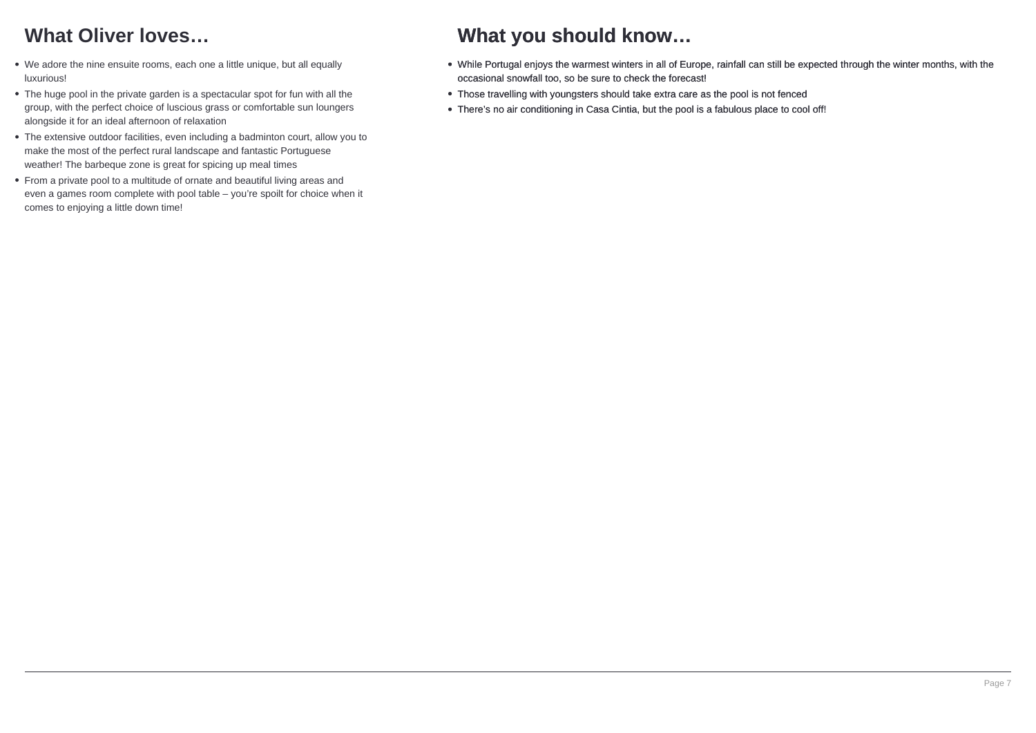## What Oliver loves…

- We adore the nine ensuite rooms, each one a little unique, but all equally luxurious!
- The huge pool in the private garden is a spectacular spot for fun with all the group, with the perfect choice of luscious grass or comfortable sun loungers alongside it for an ideal afternoon of relaxation
- The extensive outdoor facilities, even including a badminton court, allow you to make the most of the perfect rural landscape and fantastic Portuguese weather! The barbeque zone is great for spicing up meal times
- From a private pool to a multitude of ornate and beautiful living areas and even a games room complete with pool table – you're spoilt for choice when it comes to enjoying a little down time!

## What you should know…

- While Portugal enjoys the warmest winters in all of Europe, rainfall can still be expected through the winter months, with the occasional snowfall too, so be sure to check the forecast!
- Those travelling with youngsters should take extra care as the pool is not fenced
- There's no air conditioning in Casa Cintia, but the pool is a fabulous place to cool off!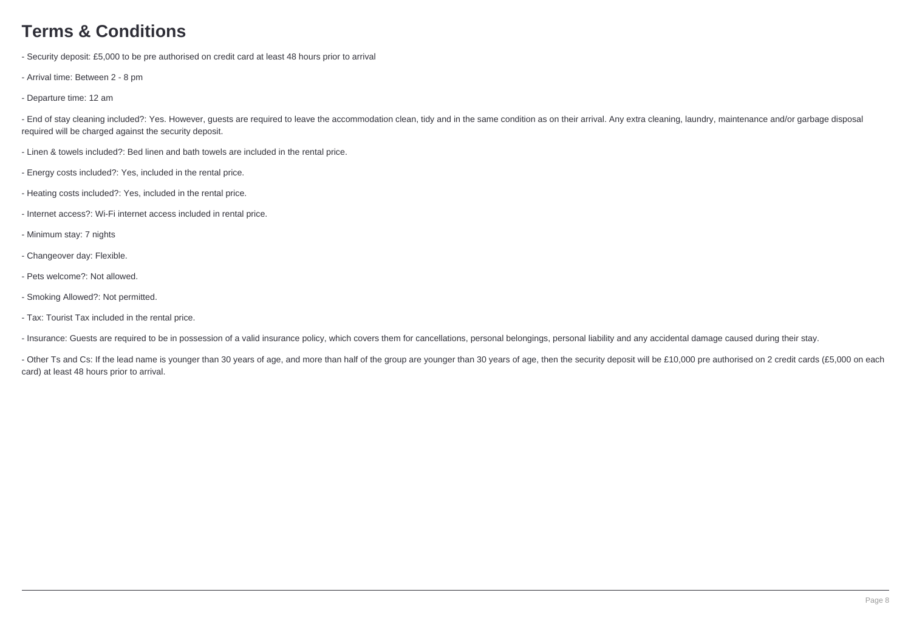# Terms & Conditions

- Security deposit: £5,000 to be pre authorised on credit card at least 48 hours prior to arrival

- Arrival time: Between 2 - 8 pm

- Departure time: 12 am

- End of stay cleaning included?: Yes. However, guests are required to leave the accommodation clean, tidy and in the same condition as on their arrival. Any extra cleaning, laundry, maintenance and/or garbage disposal required will be charged against the security deposit.

- Linen & towels included?: Bed linen and bath towels are included in the rental price.

- Energy costs included?: Yes, included in the rental price.

- Heating costs included?: Yes, included in the rental price.

- Internet access?: Wi-Fi internet access included in rental price.

- Minimum stay: 7 nights

- Changeover day: Flexible.

- Pets welcome?: Not allowed.

- Smoking Allowed?: Not permitted.

- Tax: Tourist Tax included in the rental price.

- Insurance: Guests are required to be in possession of a valid insurance policy, which covers them for cancellations, personal belongings, personal liability and any accidental damage caused during their stay.

- Other Ts and Cs: If the lead name is younger than 30 years of age, and more than half of the group are younger than 30 years of age, then the security deposit will be £10,000 pre authorised on 2 credit cards (£5,000 on each card) at least 48 hours prior to arrival.